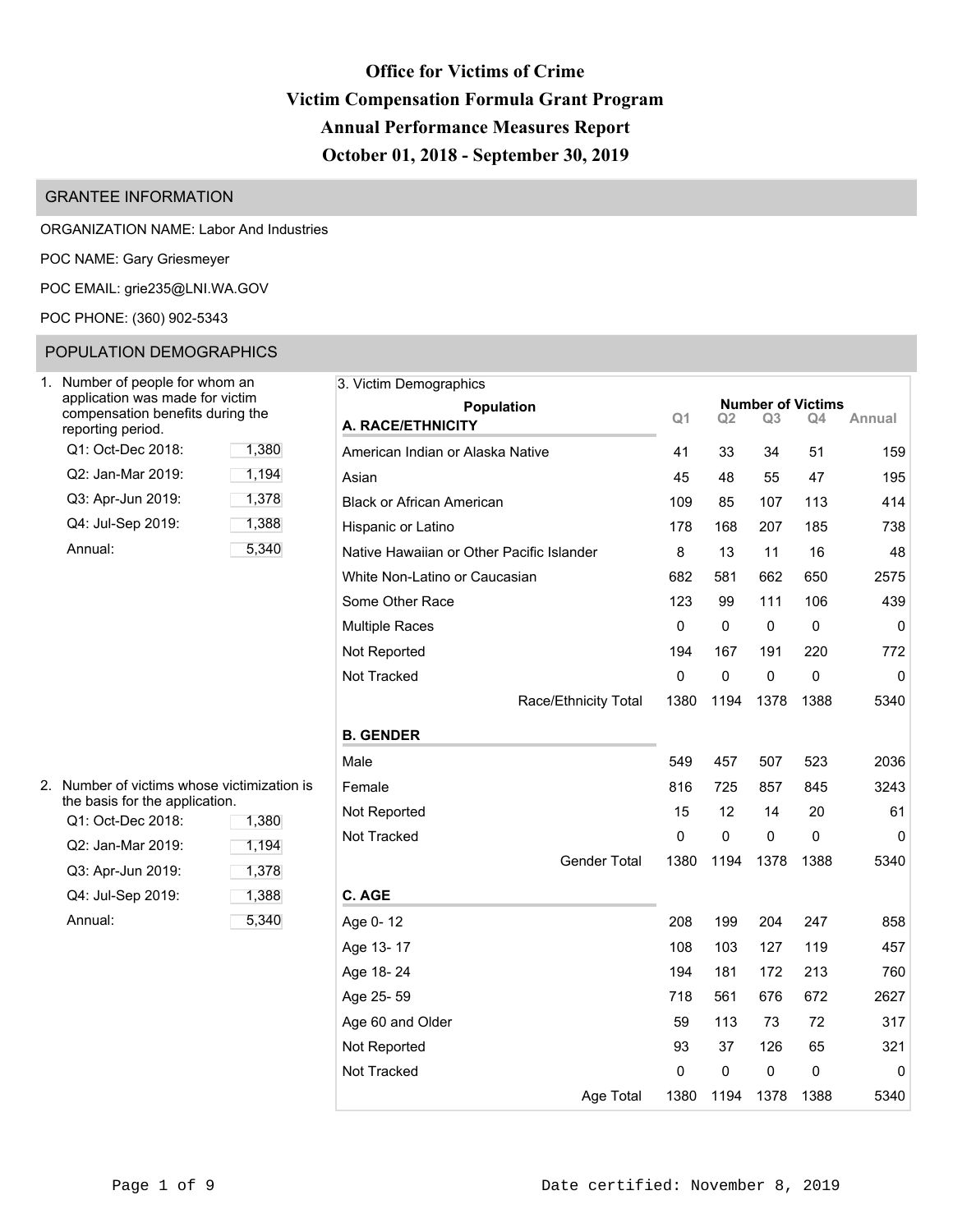# Office for Victims of Crime
# Victim Compensation Formula Grant Program
# Annual Performance Measures Report
# October 01, 2018 - September 30, 2019

## GRANTEE INFORMATION

ORGANIZATION NAME: Labor And Industries

POC NAME: Gary Griesmeyer

POC EMAIL: grie235@LNI.WA.GOV

POC PHONE: (360) 902-5343

## POPULATION DEMOGRAPHICS

1. Number of people for whom an application was made for victim compensation benefits during the reporting period.

| | |
|---|---|
| Q1: Oct-Dec 2018: | 1,380 |
| Q2: Jan-Mar 2019: | 1,194 |
| Q3: Apr-Jun 2019: | 1,378 |
| Q4: Jul-Sep 2019: | 1,388 |
| Annual: | 5,340 |

2. Number of victims whose victimization is the basis for the application.

| | |
|---|---|
| Q1: Oct-Dec 2018: | 1,380 |
| Q2: Jan-Mar 2019: | 1,194 |
| Q3: Apr-Jun 2019: | 1,378 |
| Q4: Jul-Sep 2019: | 1,388 |
| Annual: | 5,340 |

3. Victim Demographics

| Population | Number of Victims | | | | |
|---|---|---|---|---|---|
| | Q1 | Q2 | Q3 | Q4 | Annual |
| **A. RACE/ETHNICITY** | | | | | |
| American Indian or Alaska Native | 41 | 33 | 34 | 51 | 159 |
| Asian | 45 | 48 | 55 | 47 | 195 |
| Black or African American | 109 | 85 | 107 | 113 | 414 |
| Hispanic or Latino | 178 | 168 | 207 | 185 | 738 |
| Native Hawaiian or Other Pacific Islander | 8 | 13 | 11 | 16 | 48 |
| White Non-Latino or Caucasian | 682 | 581 | 662 | 650 | 2575 |
| Some Other Race | 123 | 99 | 111 | 106 | 439 |
| Multiple Races | 0 | 0 | 0 | 0 | 0 |
| Not Reported | 194 | 167 | 191 | 220 | 772 |
| Not Tracked | 0 | 0 | 0 | 0 | 0 |
| Race/Ethnicity Total | 1380 | 1194 | 1378 | 1388 | 5340 |
| **B. GENDER** | | | | | |
| Male | 549 | 457 | 507 | 523 | 2036 |
| Female | 816 | 725 | 857 | 845 | 3243 |
| Not Reported | 15 | 12 | 14 | 20 | 61 |
| Not Tracked | 0 | 0 | 0 | 0 | 0 |
| Gender Total | 1380 | 1194 | 1378 | 1388 | 5340 |
| **C. AGE** | | | | | |
| Age 0- 12 | 208 | 199 | 204 | 247 | 858 |
| Age 13- 17 | 108 | 103 | 127 | 119 | 457 |
| Age 18- 24 | 194 | 181 | 172 | 213 | 760 |
| Age 25- 59 | 718 | 561 | 676 | 672 | 2627 |
| Age 60 and Older | 59 | 113 | 73 | 72 | 317 |
| Not Reported | 93 | 37 | 126 | 65 | 321 |
| Not Tracked | 0 | 0 | 0 | 0 | 0 |
| Age Total | 1380 | 1194 | 1378 | 1388 | 5340 |

Date certified: November 8, 2019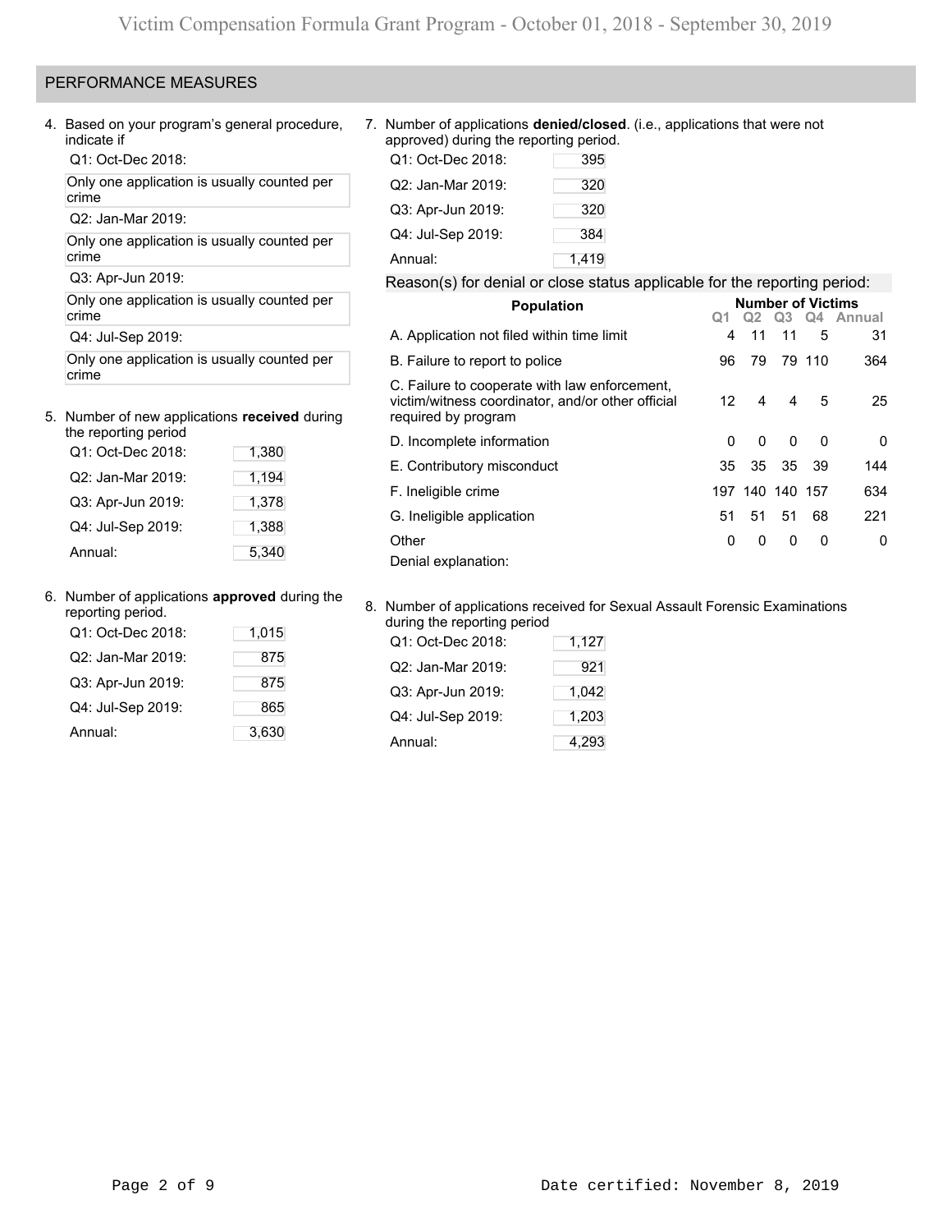## PERFORMANCE MEASURES

4. Based on your program's general procedure, indicate if

   Q1: Oct-Dec 2018:

   Only one application is usually counted per crime

   Q2: Jan-Mar 2019:

   Only one application is usually counted per crime

   Q3: Apr-Jun 2019:

   Only one application is usually counted per crime

   Q4: Jul-Sep 2019:

   Only one application is usually counted per crime

5. Number of new applications **received** during the reporting period

| | |
|---|---|
| Q1: Oct-Dec 2018: | 1,380 |
| Q2: Jan-Mar 2019: | 1,194 |
| Q3: Apr-Jun 2019: | 1,378 |
| Q4: Jul-Sep 2019: | 1,388 |
| Annual: | 5,340 |

6. Number of applications **approved** during the reporting period.

| | |
|---|---|
| Q1: Oct-Dec 2018: | 1,015 |
| Q2: Jan-Mar 2019: | 875 |
| Q3: Apr-Jun 2019: | 875 |
| Q4: Jul-Sep 2019: | 865 |
| Annual: | 3,630 |

7. Number of applications **denied/closed**. (i.e., applications that were not approved) during the reporting period.

| | |
|---|---|
| Q1: Oct-Dec 2018: | 395 |
| Q2: Jan-Mar 2019: | 320 |
| Q3: Apr-Jun 2019: | 320 |
| Q4: Jul-Sep 2019: | 384 |
| Annual: | 1,419 |

Reason(s) for denial or close status applicable for the reporting period:

| Population | Number of Victims Q1 | Q2 | Q3 | Q4 | Annual |
|---|---|---|---|---|---|
| A. Application not filed within time limit | 4 | 11 | 11 | 5 | 31 |
| B. Failure to report to police | 96 | 79 | 79 | 110 | 364 |
| C. Failure to cooperate with law enforcement, victim/witness coordinator, and/or other official required by program | 12 | 4 | 4 | 5 | 25 |
| D. Incomplete information | 0 | 0 | 0 | 0 | 0 |
| E. Contributory misconduct | 35 | 35 | 35 | 39 | 144 |
| F. Ineligible crime | 197 | 140 | 140 | 157 | 634 |
| G. Ineligible application | 51 | 51 | 51 | 68 | 221 |
| Other | 0 | 0 | 0 | 0 | 0 |

Denial explanation:

8. Number of applications received for Sexual Assault Forensic Examinations during the reporting period

| | |
|---|---|
| Q1: Oct-Dec 2018: | 1,127 |
| Q2: Jan-Mar 2019: | 921 |
| Q3: Apr-Jun 2019: | 1,042 |
| Q4: Jul-Sep 2019: | 1,203 |
| Annual: | 4,293 |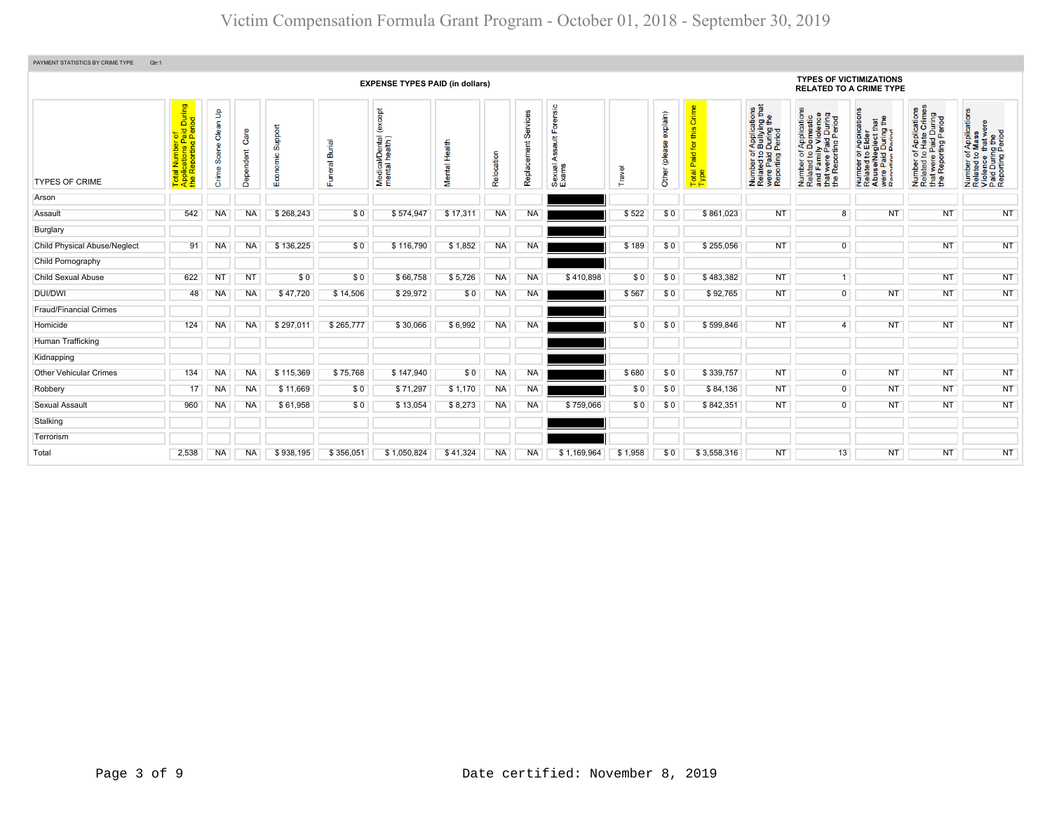# Victim Compensation Formula Grant Program - October 01, 2018 - September 30, 2019

PAYMENT STATISTICS BY CRIME TYPE Qtr:1

| | EXPENSE TYPES PAID (in dollars) | | | | | | | | | | | | | | TYPES OF VICTIMIZATIONS RELATED TO A CRIME TYPE | | | | |
|---|---|---|---|---|---|---|---|---|---|---|---|---|---|---|---|---|---|---|---|
| TYPES OF CRIME | Total Number of Applications Paid During the Reporting Period | Crime Scene Clean Up | Dependent Care | Economic Support | Funeral Burial | Medical/Dental (except mental heath) | Mental Health | Relocation | Replacement Services | Sexual Assault Forensic Exams | Travel | Other (please explain) | Total Paid for this Crime Type | Number of Applications Related to Bullying that were Paid During the Reporting Period | Number of Applications Related to Domestic and Family Violence that were Paid During the Reporting Period | Number of Applications Related to Elder Abuse/Neglect that were Paid During the Reporting Period | Number of Applications Related to Hate Crimes that were Paid During the Reporting Period | Number of Applications Related to Mass Violence that were Paid During the Reporting Period |
| Arson | | | | | | | | | | | | | | | | | | |
| Assault | 542 | NA | NA | $ 268,243 | $ 0 | $ 574,947 | $ 17,311 | NA | NA | | $ 522 | $ 0 | $ 861,023 | NT | 8 | NT | NT | NT |
| Burglary | | | | | | | | | | | | | | | | | | |
| Child Physical Abuse/Neglect | 91 | NA | NA | $ 136,225 | $ 0 | $ 116,790 | $ 1,852 | NA | NA | | $ 189 | $ 0 | $ 255,056 | NT | 0 | | NT | NT |
| Child Pornography | | | | | | | | | | | | | | | | | | |
| Child Sexual Abuse | 622 | NT | NT | $ 0 | $ 0 | $ 66,758 | $ 5,726 | NA | NA | $ 410,898 | $ 0 | $ 0 | $ 483,382 | NT | 1 | | NT | NT |
| DUI/DWI | 48 | NA | NA | $ 47,720 | $ 14,506 | $ 29,972 | $ 0 | NA | NA | | $ 567 | $ 0 | $ 92,765 | NT | 0 | NT | NT | NT |
| Fraud/Financial Crimes | | | | | | | | | | | | | | | | | | |
| Homicide | 124 | NA | NA | $ 297,011 | $ 265,777 | $ 30,066 | $ 6,992 | NA | NA | | $ 0 | $ 0 | $ 599,846 | NT | 4 | NT | NT | NT |
| Human Trafficking | | | | | | | | | | | | | | | | | | |
| Kidnapping | | | | | | | | | | | | | | | | | | |
| Other Vehicular Crimes | 134 | NA | NA | $ 115,369 | $ 75,768 | $ 147,940 | $ 0 | NA | NA | | $ 680 | $ 0 | $ 339,757 | NT | 0 | NT | NT | NT |
| Robbery | 17 | NA | NA | $ 11,669 | $ 0 | $ 71,297 | $ 1,170 | NA | NA | | $ 0 | $ 0 | $ 84,136 | NT | 0 | NT | NT | NT |
| Sexual Assault | 960 | NA | NA | $ 61,958 | $ 0 | $ 13,054 | $ 8,273 | NA | NA | $ 759,066 | $ 0 | $ 0 | $ 842,351 | NT | 0 | NT | NT | NT |
| Stalking | | | | | | | | | | | | | | | | | | |
| Terrorism | | | | | | | | | | | | | | | | | | |
| Total | 2,538 | NA | NA | $ 938,195 | $ 356,051 | $ 1,050,824 | $ 41,324 | NA | NA | $ 1,169,964 | $ 1,958 | $ 0 | $ 3,558,316 | NT | 13 | NT | NT | NT |

Date certified: November 8, 2019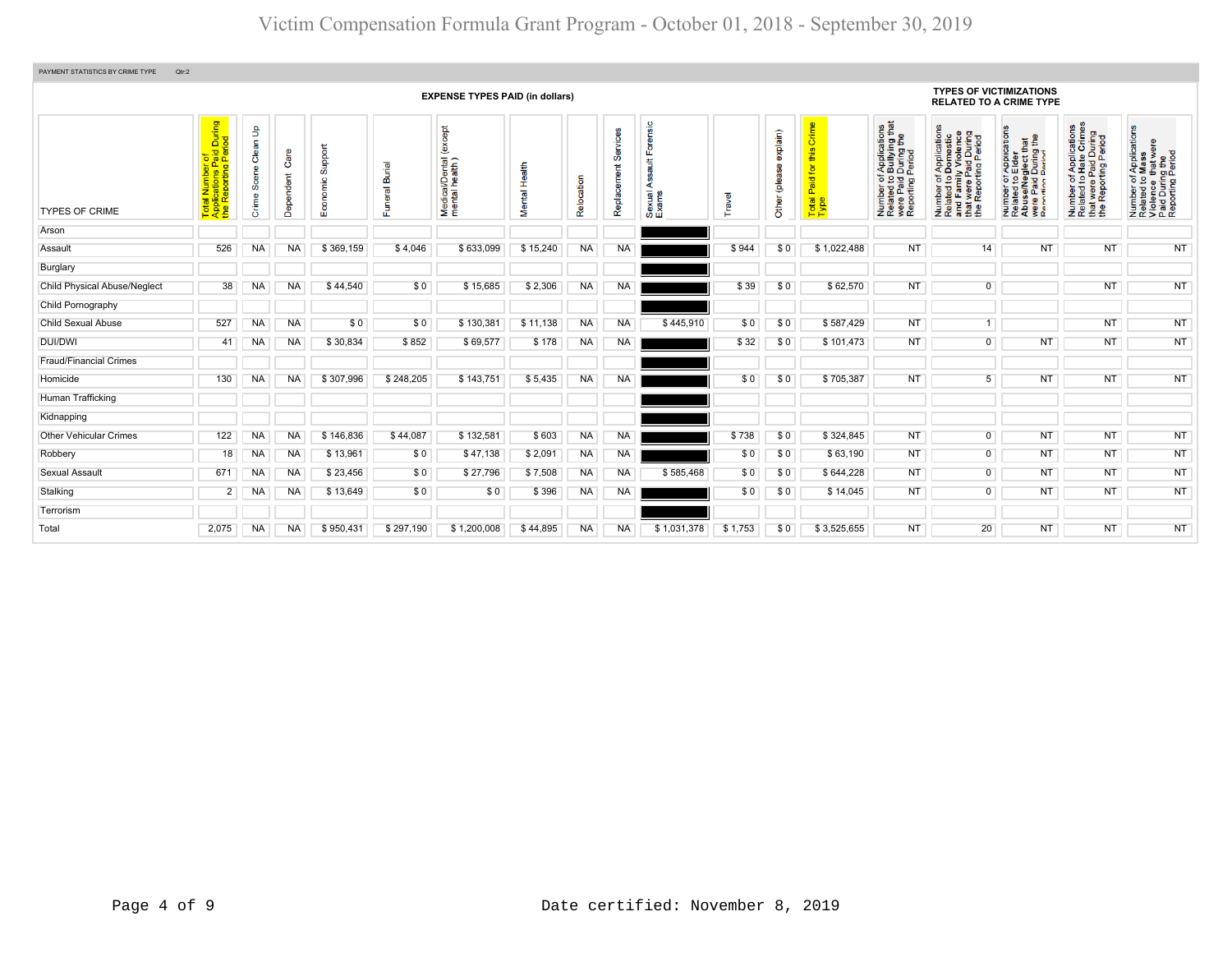# Victim Compensation Formula Grant Program - October 01, 2018 - September 30, 2019

PAYMENT STATISTICS BY CRIME TYPE Qtr:2

| TYPES OF CRIME | EXPENSE TYPES PAID (in dollars) | | | | | | | | | | | | | | TYPES OF VICTIMIZATIONS RELATED TO A CRIME TYPE | | | | |
|---|---|---|---|---|---|---|---|---|---|---|---|---|---|---|---|---|---|---|---|
| | Total Number of Applications Paid During the Reporting Period | Crime Scene Clean Up | Dependent Care | Economic Support | Funeral Burial | Medical/Dental (except mental health) | Mental Health | Relocation | Replacement Services | Sexual Assault Forensic Exams | Travel | Other (please explain) | Total Paid for this Crime Type | Number of Applications Related to Bullying that were Paid During the Reporting Period | Number of Applications Related to Domestic and Family Violence that were Paid During the Reporting Period | Number of Applications Related to Elder Abuse/Neglect that were Paid During the Reporting Period | Number of Applications Related to Hate Crimes that were Paid During the Reporting Period | Number of Applications Related to Mass Violence that were Paid During the Reporting Period |
| Arson | | | | | | | | | | | | | | | | | | |
| Assault | 526 | NA | NA | $ 369,159 | $ 4,046 | $ 633,099 | $ 15,240 | NA | NA | | $ 944 | $ 0 | $ 1,022,488 | NT | 14 | NT | NT | NT |
| Burglary | | | | | | | | | | | | | | | | | | |
| Child Physical Abuse/Neglect | 38 | NA | NA | $ 44,540 | $ 0 | $ 15,685 | $ 2,306 | NA | NA | | $ 39 | $ 0 | $ 62,570 | NT | 0 | | NT | NT |
| Child Pornography | | | | | | | | | | | | | | | | | | |
| Child Sexual Abuse | 527 | NA | NA | $ 0 | $ 0 | $ 130,381 | $ 11,138 | NA | NA | $ 445,910 | $ 0 | $ 0 | $ 587,429 | NT | 1 | | NT | NT |
| DUI/DWI | 41 | NA | NA | $ 30,834 | $ 852 | $ 69,577 | $ 178 | NA | NA | | $ 32 | $ 0 | $ 101,473 | NT | 0 | NT | NT | NT |
| Fraud/Financial Crimes | | | | | | | | | | | | | | | | | | |
| Homicide | 130 | NA | NA | $ 307,996 | $ 248,205 | $ 143,751 | $ 5,435 | NA | NA | | $ 0 | $ 0 | $ 705,387 | NT | 5 | NT | NT | NT |
| Human Trafficking | | | | | | | | | | | | | | | | | | |
| Kidnapping | | | | | | | | | | | | | | | | | | |
| Other Vehicular Crimes | 122 | NA | NA | $ 146,836 | $ 44,087 | $ 132,581 | $ 603 | NA | NA | | $ 738 | $ 0 | $ 324,845 | NT | 0 | NT | NT | NT |
| Robbery | 18 | NA | NA | $ 13,961 | $ 0 | $ 47,138 | $ 2,091 | NA | NA | | $ 0 | $ 0 | $ 63,190 | NT | 0 | NT | NT | NT |
| Sexual Assault | 671 | NA | NA | $ 23,456 | $ 0 | $ 27,796 | $ 7,508 | NA | NA | $ 585,468 | $ 0 | $ 0 | $ 644,228 | NT | 0 | NT | NT | NT |
| Stalking | 2 | NA | NA | $ 13,649 | $ 0 | $ 0 | $ 396 | NA | NA | | $ 0 | $ 0 | $ 14,045 | NT | 0 | NT | NT | NT |
| Terrorism | | | | | | | | | | | | | | | | | | |
| Total | 2,075 | NA | NA | $ 950,431 | $ 297,190 | $ 1,200,008 | $ 44,895 | NA | NA | $ 1,031,378 | $ 1,753 | $ 0 | $ 3,525,655 | NT | 20 | NT | NT | NT |

Date certified: November 8, 2019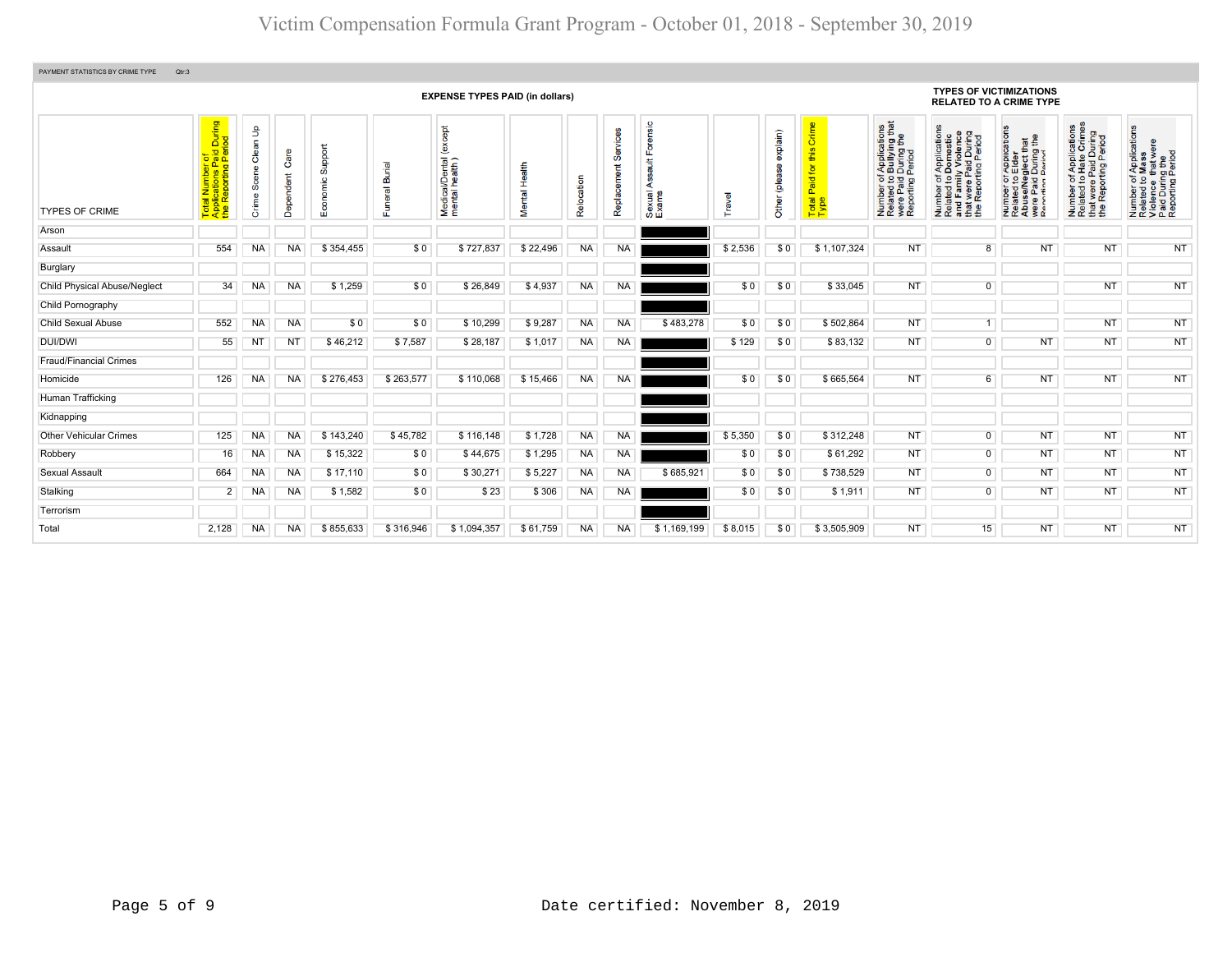# Victim Compensation Formula Grant Program - October 01, 2018 - September 30, 2019

PAYMENT STATISTICS BY CRIME TYPE    Qtr:3

| TYPES OF CRIME | EXPENSE TYPES PAID (in dollars) | | | | | | | | | | | | | TYPES OF VICTIMIZATIONS RELATED TO A CRIME TYPE | | | | |
|---|---|---|---|---|---|---|---|---|---|---|---|---|---|---|---|---|---|---|
| | Total Number of Applications Paid During the Reporting Period | Crime Scene Clean Up | Dependent Care | Economic Support | Funeral Burial | Medical/Dental (except mental health) | Mental Health | Relocation | Replacement Services | Sexual Assault Forensic Exams | Travel | Other (please explain) | Total Paid for this Crime Type | Number of Applications Related to Bullying that were Paid During the Reporting Period | Number of Applications Related to Domestic and Family Violence that were Paid During the Reporting Period | Number of Applications Related to Elder Abuse/Neglect that were Paid During the Reporting Period | Number of Applications Related to Hate Crimes that were Paid During the Reporting Period | Number of Applications Related to Mass Violence that were Paid During the Reporting Period |
| Arson | | | | | | | | | | | | | | | | | | |
| Assault | 554 | NA | NA | $ 354,455 | $ 0 | $ 727,837 | $ 22,496 | NA | NA | | $ 2,536 | $ 0 | $ 1,107,324 | NT | 8 | NT | NT | NT |
| Burglary | | | | | | | | | | | | | | | | | | |
| Child Physical Abuse/Neglect | 34 | NA | NA | $ 1,259 | $ 0 | $ 26,849 | $ 4,937 | NA | NA | | $ 0 | $ 0 | $ 33,045 | NT | 0 | | NT | NT |
| Child Pornography | | | | | | | | | | | | | | | | | | |
| Child Sexual Abuse | 552 | NA | NA | $ 0 | $ 0 | $ 10,299 | $ 9,287 | NA | NA | $ 483,278 | $ 0 | $ 0 | $ 502,864 | NT | 1 | | NT | NT |
| DUI/DWI | 55 | NT | NT | $ 46,212 | $ 7,587 | $ 28,187 | $ 1,017 | NA | NA | | $ 129 | $ 0 | $ 83,132 | NT | 0 | NT | NT | NT |
| Fraud/Financial Crimes | | | | | | | | | | | | | | | | | | |
| Homicide | 126 | NA | NA | $ 276,453 | $ 263,577 | $ 110,068 | $ 15,466 | NA | NA | | $ 0 | $ 0 | $ 665,564 | NT | 6 | NT | NT | NT |
| Human Trafficking | | | | | | | | | | | | | | | | | | |
| Kidnapping | | | | | | | | | | | | | | | | | | |
| Other Vehicular Crimes | 125 | NA | NA | $ 143,240 | $ 45,782 | $ 116,148 | $ 1,728 | NA | NA | | $ 5,350 | $ 0 | $ 312,248 | NT | 0 | NT | NT | NT |
| Robbery | 16 | NA | NA | $ 15,322 | $ 0 | $ 44,675 | $ 1,295 | NA | NA | | $ 0 | $ 0 | $ 61,292 | NT | 0 | NT | NT | NT |
| Sexual Assault | 664 | NA | NA | $ 17,110 | $ 0 | $ 30,271 | $ 5,227 | NA | NA | $ 685,921 | $ 0 | $ 0 | $ 738,529 | NT | 0 | NT | NT | NT |
| Stalking | 2 | NA | NA | $ 1,582 | $ 0 | $ 23 | $ 306 | NA | NA | | $ 0 | $ 0 | $ 1,911 | NT | 0 | NT | NT | NT |
| Terrorism | | | | | | | | | | | | | | | | | | |
| Total | 2,128 | NA | NA | $ 855,633 | $ 316,946 | $ 1,094,357 | $ 61,759 | NA | NA | $ 1,169,199 | $ 8,015 | $ 0 | $ 3,505,909 | NT | 15 | NT | NT | NT |

Date certified: November 8, 2019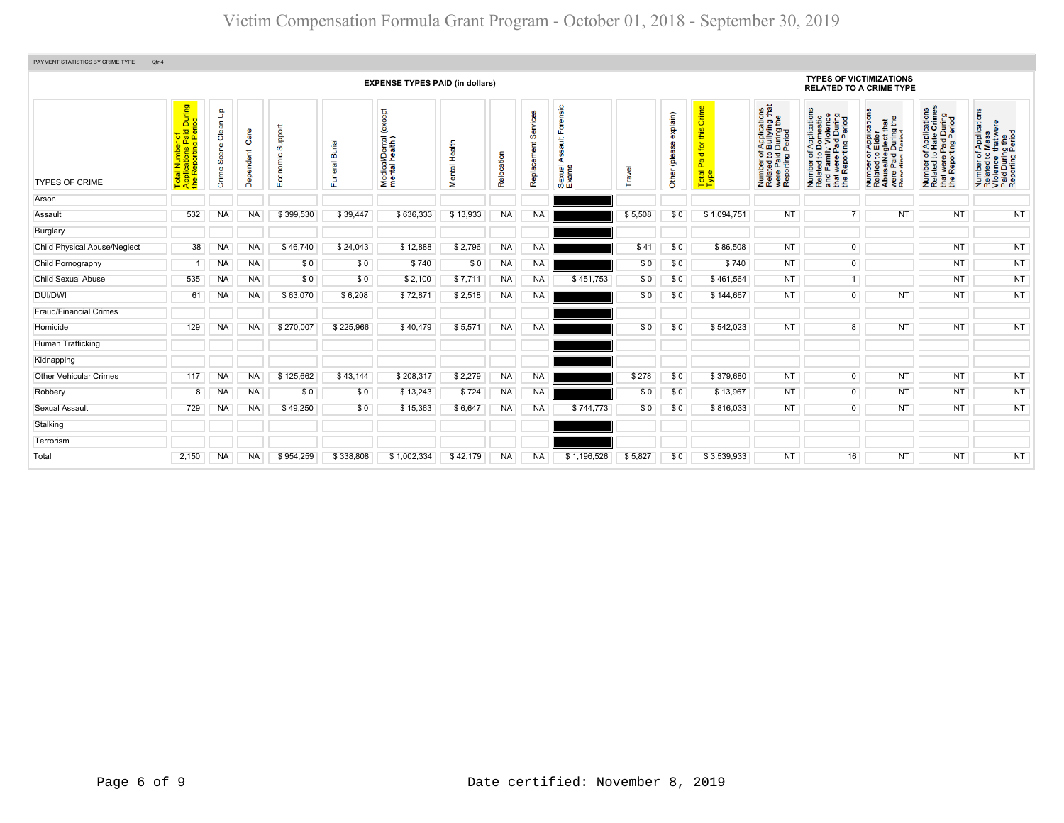# Victim Compensation Formula Grant Program - October 01, 2018 - September 30, 2019

PAYMENT STATISTICS BY CRIME TYPE Qtr:4

| TYPES OF CRIME | Total Number of Applications Paid During the Reporting Period | Crime Scene Clean Up | Dependent Care | Economic Support | Funeral Burial | Medical/Dental (except mental health) | Mental Health | Relocation | Replacement Services | Sexual Assault Forensic Exams | Travel | Other (please explain) | Total Paid for this Crime Type | Number of Applications Related to Bullying that were Paid During the Reporting Period | Number of Applications Related to Domestic and Family Violence that were Paid During the Reporting Period | Number of Applications Related to Elder Abuse/Neglect that were Paid During the Reporting Period | Number of Applications Related to Hate Crimes that were Paid During the Reporting Period | Number of Applications Related to Mass Violence that were Paid During the Reporting Period |
|---|---|---|---|---|---|---|---|---|---|---|---|---|---|---|---|---|---|---|
| | EXPENSE TYPES PAID (in dollars) | | | | | | | | | | | | | TYPES OF VICTIMIZATIONS RELATED TO A CRIME TYPE | | | | |
| Arson | | | | | | | | | | | | | | | | | | |
| Assault | 532 | NA | NA | $ 399,530 | $ 39,447 | $ 636,333 | $ 13,933 | NA | NA | | $ 5,508 | $ 0 | $ 1,094,751 | NT | 7 | NT | NT | NT |
| Burglary | | | | | | | | | | | | | | | | | | |
| Child Physical Abuse/Neglect | 38 | NA | NA | $ 46,740 | $ 24,043 | $ 12,888 | $ 2,796 | NA | NA | | $ 41 | $ 0 | $ 86,508 | NT | 0 | | NT | NT |
| Child Pornography | 1 | NA | NA | $ 0 | $ 0 | $ 740 | $ 0 | NA | NA | | $ 0 | $ 0 | $ 740 | NT | 0 | | NT | NT |
| Child Sexual Abuse | 535 | NA | NA | $ 0 | $ 0 | $ 2,100 | $ 7,711 | NA | NA | $ 451,753 | $ 0 | $ 0 | $ 461,564 | NT | 1 | | NT | NT |
| DUI/DWI | 61 | NA | NA | $ 63,070 | $ 6,208 | $ 72,871 | $ 2,518 | NA | NA | | $ 0 | $ 0 | $ 144,667 | NT | 0 | NT | NT | NT |
| Fraud/Financial Crimes | | | | | | | | | | | | | | | | | | |
| Homicide | 129 | NA | NA | $ 270,007 | $ 225,966 | $ 40,479 | $ 5,571 | NA | NA | | $ 0 | $ 0 | $ 542,023 | NT | 8 | NT | NT | NT |
| Human Trafficking | | | | | | | | | | | | | | | | | | |
| Kidnapping | | | | | | | | | | | | | | | | | | |
| Other Vehicular Crimes | 117 | NA | NA | $ 125,662 | $ 43,144 | $ 208,317 | $ 2,279 | NA | NA | | $ 278 | $ 0 | $ 379,680 | NT | 0 | NT | NT | NT |
| Robbery | 8 | NA | NA | $ 0 | $ 0 | $ 13,243 | $ 724 | NA | NA | | $ 0 | $ 0 | $ 13,967 | NT | 0 | NT | NT | NT |
| Sexual Assault | 729 | NA | NA | $ 49,250 | $ 0 | $ 15,363 | $ 6,647 | NA | NA | $ 744,773 | $ 0 | $ 0 | $ 816,033 | NT | 0 | NT | NT | NT |
| Stalking | | | | | | | | | | | | | | | | | | |
| Terrorism | | | | | | | | | | | | | | | | | | |
| Total | 2,150 | NA | NA | $ 954,259 | $ 338,808 | $ 1,002,334 | $ 42,179 | NA | NA | $ 1,196,526 | $ 5,827 | $ 0 | $ 3,539,933 | NT | 16 | NT | NT | NT |

Date certified: November 8, 2019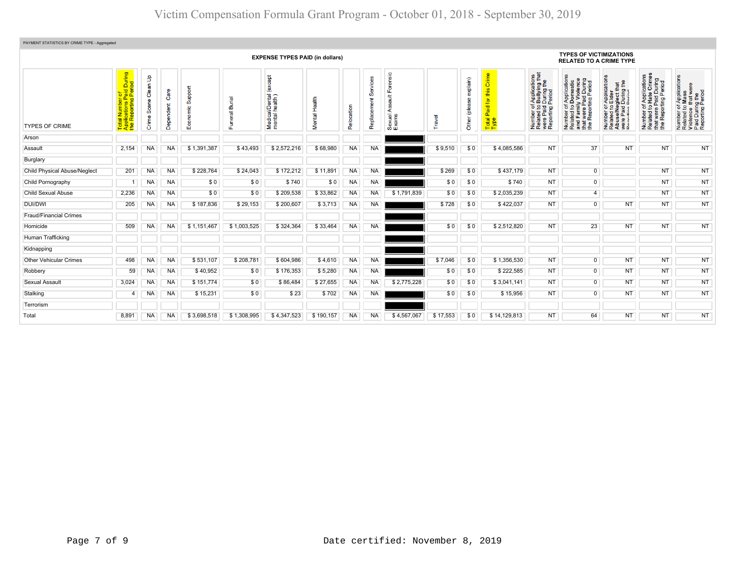# Victim Compensation Formula Grant Program - October 01, 2018 - September 30, 2019

PAYMENT STATISTICS BY CRIME TYPE - Aggregated

| TYPES OF CRIME | Total Number of Applications Paid During the Reporting Period | Crime Scene Clean Up | Dependent Care | Economic Support | Funeral Burial | Medical/Dental (except mental health) | Mental Health | Relocation | Replacement Services | Sexual Assault Forensic Exams | Travel | Other (please explain) | Total Paid for this Crime Type | Number of Applications Related to Bullying that were Paid During the Reporting Period | Number of Applications Related to Domestic and Family Violence that were Paid During the Reporting Period | Number of Applicatons Related to Elder Abuse/Neglect that were Paid During the Reporting Period | Number of Applications Related to Hate Crimes that were Paid During the Reporting Period | Number of Applications Related to Mass Violence that were Paid During the Reporting Period |
|---|---|---|---|---|---|---|---|---|---|---|---|---|---|---|---|---|---|---|
| | EXPENSE TYPES PAID (in dollars) | | | | | | | | | | | | | TYPES OF VICTIMIZATIONS RELATED TO A CRIME TYPE | | | | |
| Arson | | | | | | | | | | | | | | | | | | |
| Assault | 2,154 | NA | NA | $ 1,391,387 | $ 43,493 | $ 2,572,216 | $ 68,980 | NA | NA | | $ 9,510 | $ 0 | $ 4,085,586 | NT | 37 | NT | NT | NT |
| Burglary | | | | | | | | | | | | | | | | | | |
| Child Physical Abuse/Neglect | 201 | NA | NA | $ 228,764 | $ 24,043 | $ 172,212 | $ 11,891 | NA | NA | | $ 269 | $ 0 | $ 437,179 | NT | 0 | | NT | NT |
| Child Pornography | 1 | NA | NA | $ 0 | $ 0 | $ 740 | $ 0 | NA | NA | | $ 0 | $ 0 | $ 740 | NT | 0 | | NT | NT |
| Child Sexual Abuse | 2,236 | NA | NA | $ 0 | $ 0 | $ 209,538 | $ 33,862 | NA | NA | $ 1,791,839 | $ 0 | $ 0 | $ 2,035,239 | NT | 4 | | NT | NT |
| DUI/DWI | 205 | NA | NA | $ 187,836 | $ 29,153 | $ 200,607 | $ 3,713 | NA | NA | | $ 728 | $ 0 | $ 422,037 | NT | 0 | NT | NT | NT |
| Fraud/Financial Crimes | | | | | | | | | | | | | | | | | | |
| Homicide | 509 | NA | NA | $ 1,151,467 | $ 1,003,525 | $ 324,364 | $ 33,464 | NA | NA | | $ 0 | $ 0 | $ 2,512,820 | NT | 23 | NT | NT | NT |
| Human Trafficking | | | | | | | | | | | | | | | | | | |
| Kidnapping | | | | | | | | | | | | | | | | | | |
| Other Vehicular Crimes | 498 | NA | NA | $ 531,107 | $ 208,781 | $ 604,986 | $ 4,610 | NA | NA | | $ 7,046 | $ 0 | $ 1,356,530 | NT | 0 | NT | NT | NT |
| Robbery | 59 | NA | NA | $ 40,952 | $ 0 | $ 176,353 | $ 5,280 | NA | NA | | $ 0 | $ 0 | $ 222,585 | NT | 0 | NT | NT | NT |
| Sexual Assault | 3,024 | NA | NA | $ 151,774 | $ 0 | $ 86,484 | $ 27,655 | NA | NA | $ 2,775,228 | $ 0 | $ 0 | $ 3,041,141 | NT | 0 | NT | NT | NT |
| Stalking | 4 | NA | NA | $ 15,231 | $ 0 | $ 23 | $ 702 | NA | NA | | $ 0 | $ 0 | $ 15,956 | NT | 0 | NT | NT | NT |
| Terrorism | | | | | | | | | | | | | | | | | | |
| Total | 8,891 | NA | NA | $ 3,698,518 | $ 1,308,995 | $ 4,347,523 | $ 190,157 | NA | NA | $ 4,567,067 | $ 17,553 | $ 0 | $ 14,129,813 | NT | 64 | NT | NT | NT |

Date certified: November 8, 2019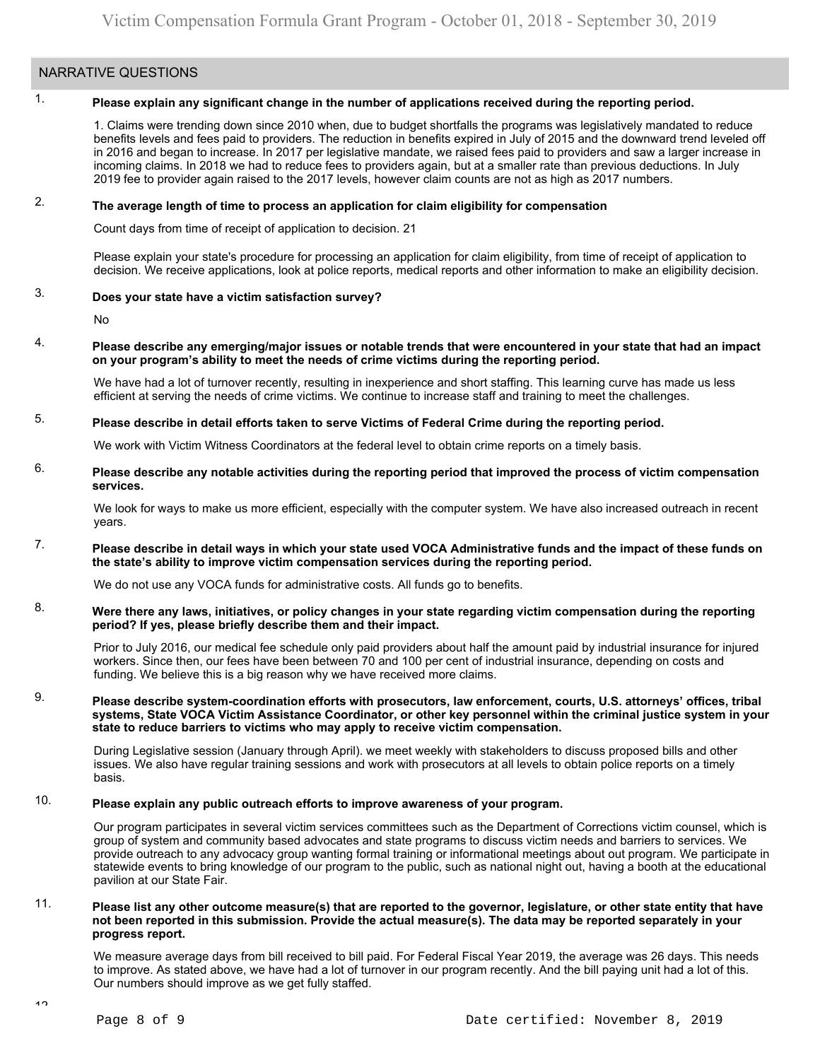## NARRATIVE QUESTIONS

1. **Please explain any significant change in the number of applications received during the reporting period.**

   1. Claims were trending down since 2010 when, due to budget shortfalls the programs was legislatively mandated to reduce benefits levels and fees paid to providers. The reduction in benefits expired in July of 2015 and the downward trend leveled off in 2016 and began to increase. In 2017 per legislative mandate, we raised fees paid to providers and saw a larger increase in incoming claims. In 2018 we had to reduce fees to providers again, but at a smaller rate than previous deductions. In July 2019 fee to provider again raised to the 2017 levels, however claim counts are not as high as 2017 numbers.

2. **The average length of time to process an application for claim eligibility for compensation**

   Count days from time of receipt of application to decision. 21

   Please explain your state's procedure for processing an application for claim eligibility, from time of receipt of application to decision. We receive applications, look at police reports, medical reports and other information to make an eligibility decision.

3. **Does your state have a victim satisfaction survey?**

   No

4. **Please describe any emerging/major issues or notable trends that were encountered in your state that had an impact on your program's ability to meet the needs of crime victims during the reporting period.**

   We have had a lot of turnover recently, resulting in inexperience and short staffing. This learning curve has made us less efficient at serving the needs of crime victims. We continue to increase staff and training to meet the challenges.

5. **Please describe in detail efforts taken to serve Victims of Federal Crime during the reporting period.**

   We work with Victim Witness Coordinators at the federal level to obtain crime reports on a timely basis.

6. **Please describe any notable activities during the reporting period that improved the process of victim compensation services.**

   We look for ways to make us more efficient, especially with the computer system. We have also increased outreach in recent years.

7. **Please describe in detail ways in which your state used VOCA Administrative funds and the impact of these funds on the state's ability to improve victim compensation services during the reporting period.**

   We do not use any VOCA funds for administrative costs. All funds go to benefits.

8. **Were there any laws, initiatives, or policy changes in your state regarding victim compensation during the reporting period? If yes, please briefly describe them and their impact.**

   Prior to July 2016, our medical fee schedule only paid providers about half the amount paid by industrial insurance for injured workers. Since then, our fees have been between 70 and 100 per cent of industrial insurance, depending on costs and funding. We believe this is a big reason why we have received more claims.

9. **Please describe system-coordination efforts with prosecutors, law enforcement, courts, U.S. attorneys' offices, tribal systems, State VOCA Victim Assistance Coordinator, or other key personnel within the criminal justice system in your state to reduce barriers to victims who may apply to receive victim compensation.**

   During Legislative session (January through April). we meet weekly with stakeholders to discuss proposed bills and other issues. We also have regular training sessions and work with prosecutors at all levels to obtain police reports on a timely basis.

10. **Please explain any public outreach efforts to improve awareness of your program.**

    Our program participates in several victim services committees such as the Department of Corrections victim counsel, which is group of system and community based advocates and state programs to discuss victim needs and barriers to services. We provide outreach to any advocacy group wanting formal training or informational meetings about out program. We participate in statewide events to bring knowledge of our program to the public, such as national night out, having a booth at the educational pavilion at our State Fair.

11. **Please list any other outcome measure(s) that are reported to the governor, legislature, or other state entity that have not been reported in this submission. Provide the actual measure(s). The data may be reported separately in your progress report.**

    We measure average days from bill received to bill paid. For Federal Fiscal Year 2019, the average was 26 days. This needs to improve. As stated above, we have had a lot of turnover in our program recently. And the bill paying unit had a lot of this. Our numbers should improve as we get fully staffed.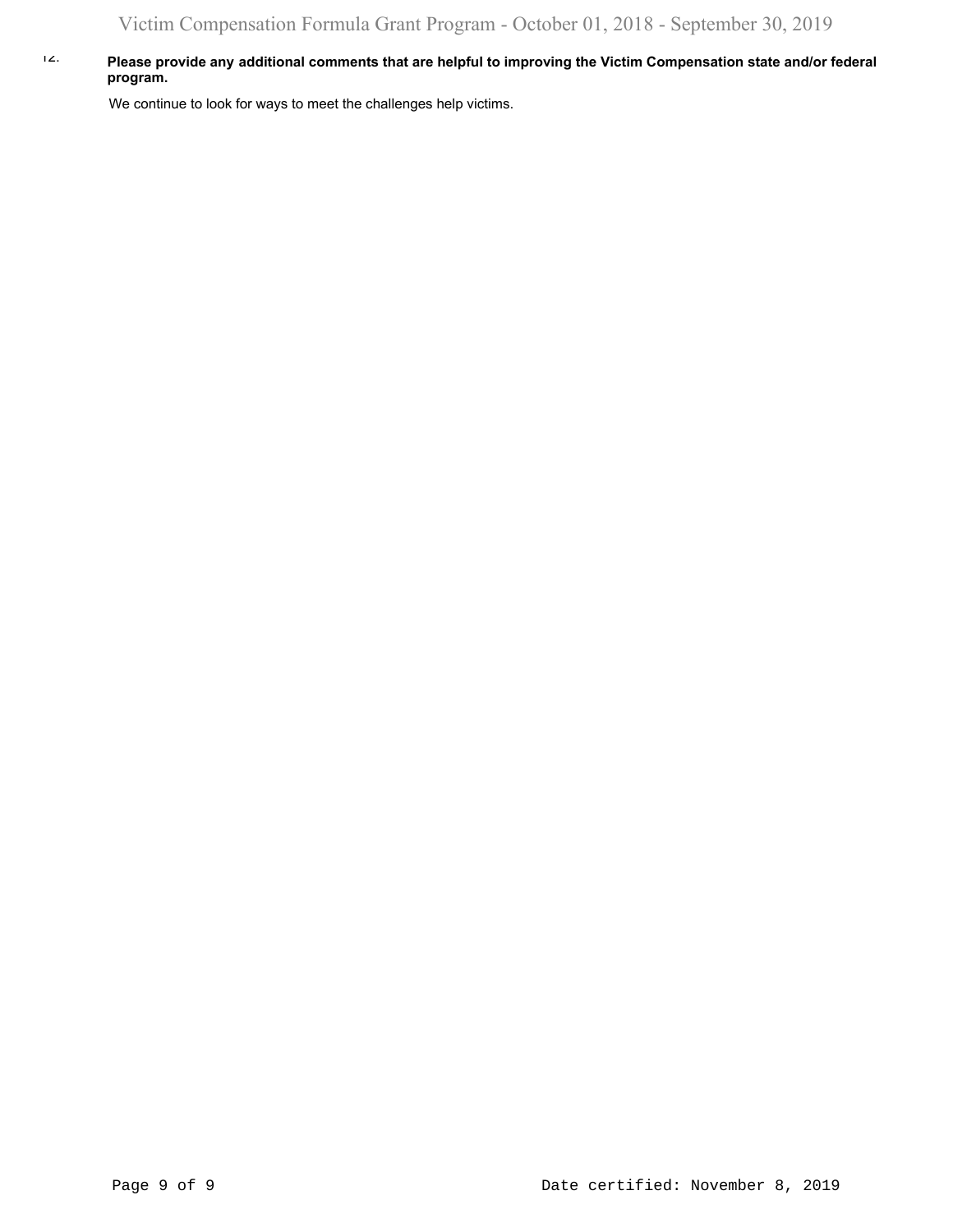12. **Please provide any additional comments that are helpful to improving the Victim Compensation state and/or federal program.**

We continue to look for ways to meet the challenges help victims.